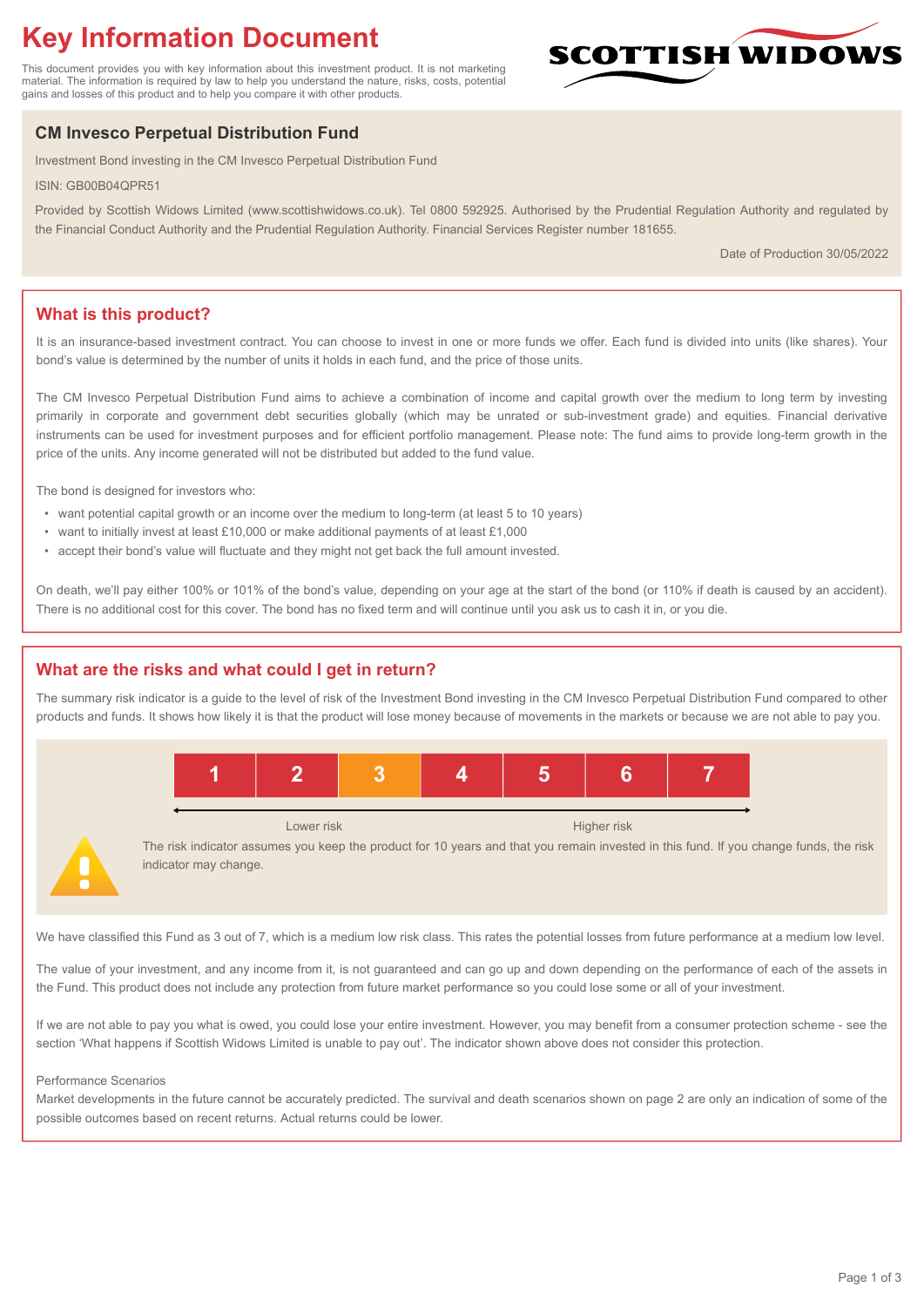# Key Information Document

This document provides you with key information about this investment product. It is not marketing material. The information is required by law to help you understand the nature, risks, costs, potential gains and losses of this product and to help you compare it with other products.

SCOTTISH WIDOWS

## CM Invesco Perpetual Distribution Fund

Investment Bond investing in the CM Invesco Perpetual Distribution Fund

ISIN: GB00B04QPR51

Provided by Scottish Widows Limited (www.scottishwidows.co.uk). Tel 0800 592925. Authorised by the Prudential Regulation Authority and regulated by the Financial Conduct Authority and the Prudential Regulation Authority. Financial Services Register number 181655.

Date of Production 30/05/2022

## What is this product?

It is an insurance-based investment contract. You can choose to invest in one or more funds we offer. Each fund is divided into units (like shares). Your bond's value is determined by the number of units it holds in each fund, and the price of those units.

The CM Invesco Perpetual Distribution Fund aims to achieve a combination of income and capital growth over the medium to long term by investing primarily in corporate and government debt securities globally (which may be unrated or sub-investment grade) and equities. Financial derivative instruments can be used for investment purposes and for efficient portfolio management. Please note: The fund aims to provide long-term growth in the price of the units. Any income generated will not be distributed but added to the fund value.

The bond is designed for investors who:

- want potential capital growth or an income over the medium to long-term (at least 5 to 10 years)
- want to initially invest at least £10,000 or make additional payments of at least £1,000
- accept their bond's value will fluctuate and they might not get back the full amount invested.

On death, we'll pay either 100% or 101% of the bond's value, depending on your age at the start of the bond (or 110% if death is caused by an accident). There is no additional cost for this cover. The bond has no fixed term and will continue until you ask us to cash it in, or you die.

## What are the risks and what could I get in return?

The summary risk indicator is a guide to the level of risk of the Investment Bond investing in the CM Invesco Perpetual Distribution Fund compared to other products and funds. It shows how likely it is that the product will lose money because of movements in the markets or because we are not able to pay you.

| 1 | 2 | **3** | 4 | 5 | 6 | 7 |
|---|---|---|---|---|---|---|

Lower risk ← → Higher risk

The risk indicator assumes you keep the product for 10 years and that you remain invested in this fund. If you change funds, the risk indicator may change.

We have classified this Fund as 3 out of 7, which is a medium low risk class. This rates the potential losses from future performance at a medium low level.

The value of your investment, and any income from it, is not guaranteed and can go up and down depending on the performance of each of the assets in the Fund. This product does not include any protection from future market performance so you could lose some or all of your investment.

If we are not able to pay you what is owed, you could lose your entire investment. However, you may benefit from a consumer protection scheme - see the section 'What happens if Scottish Widows Limited is unable to pay out'. The indicator shown above does not consider this protection.

Performance Scenarios

Market developments in the future cannot be accurately predicted. The survival and death scenarios shown on page 2 are only an indication of some of the possible outcomes based on recent returns. Actual returns could be lower.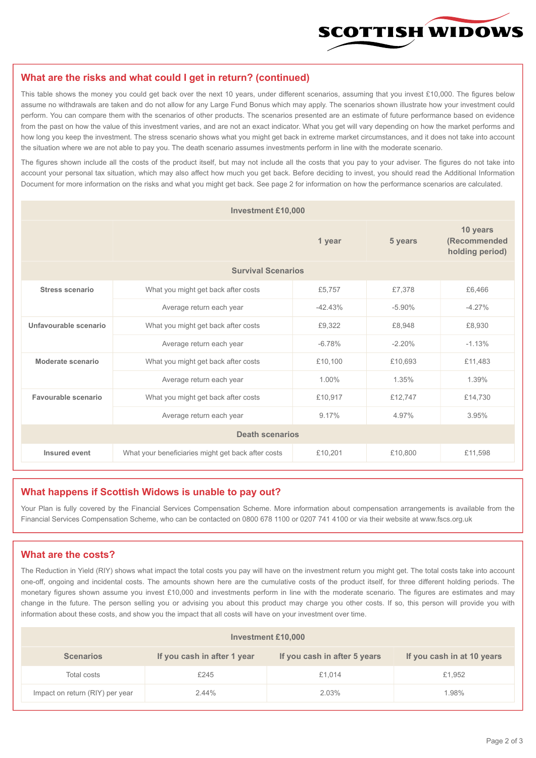## What are the risks and what could I get in return? (continued)

This table shows the money you could get back over the next 10 years, under different scenarios, assuming that you invest £10,000. The figures below assume no withdrawals are taken and do not allow for any Large Fund Bonus which may apply. The scenarios shown illustrate how your investment could perform. You can compare them with the scenarios of other products. The scenarios presented are an estimate of future performance based on evidence from the past on how the value of this investment varies, and are not an exact indicator. What you get will vary depending on how the market performs and how long you keep the investment. The stress scenario shows what you might get back in extreme market circumstances, and it does not take into account the situation where we are not able to pay you. The death scenario assumes investments perform in line with the moderate scenario.

The figures shown include all the costs of the product itself, but may not include all the costs that you pay to your adviser. The figures do not take into account your personal tax situation, which may also affect how much you get back. Before deciding to invest, you should read the Additional Information Document for more information on the risks and what you might get back. See page 2 for information on how the performance scenarios are calculated.

| Investment £10,000 | | | | |
|---|---|---|---|---|
| | | **1 year** | **5 years** | **10 years (Recommended holding period)** |
| **Survival Scenarios** | | | | |
| **Stress scenario** | What you might get back after costs | £5,757 | £7,378 | £6,466 |
| | Average return each year | -42.43% | -5.90% | -4.27% |
| **Unfavourable scenario** | What you might get back after costs | £9,322 | £8,948 | £8,930 |
| | Average return each year | -6.78% | -2.20% | -1.13% |
| **Moderate scenario** | What you might get back after costs | £10,100 | £10,693 | £11,483 |
| | Average return each year | 1.00% | 1.35% | 1.39% |
| **Favourable scenario** | What you might get back after costs | £10,917 | £12,747 | £14,730 |
| | Average return each year | 9.17% | 4.97% | 3.95% |
| **Death scenarios** | | | | |
| **Insured event** | What your beneficiaries might get back after costs | £10,201 | £10,800 | £11,598 |

## What happens if Scottish Widows is unable to pay out?

Your Plan is fully covered by the Financial Services Compensation Scheme. More information about compensation arrangements is available from the Financial Services Compensation Scheme, who can be contacted on 0800 678 1100 or 0207 741 4100 or via their website at www.fscs.org.uk

## What are the costs?

The Reduction in Yield (RIY) shows what impact the total costs you pay will have on the investment return you might get. The total costs take into account one-off, ongoing and incidental costs. The amounts shown here are the cumulative costs of the product itself, for three different holding periods. The monetary figures shown assume you invest £10,000 and investments perform in line with the moderate scenario. The figures are estimates and may change in the future. The person selling you or advising you about this product may charge you other costs. If so, this person will provide you with information about these costs, and show you the impact that all costs will have on your investment over time.

| Investment £10,000 | | | |
|---|---|---|---|
| **Scenarios** | **If you cash in after 1 year** | **If you cash in after 5 years** | **If you cash in at 10 years** |
| Total costs | £245 | £1,014 | £1,952 |
| Impact on return (RIY) per year | 2.44% | 2.03% | 1.98% |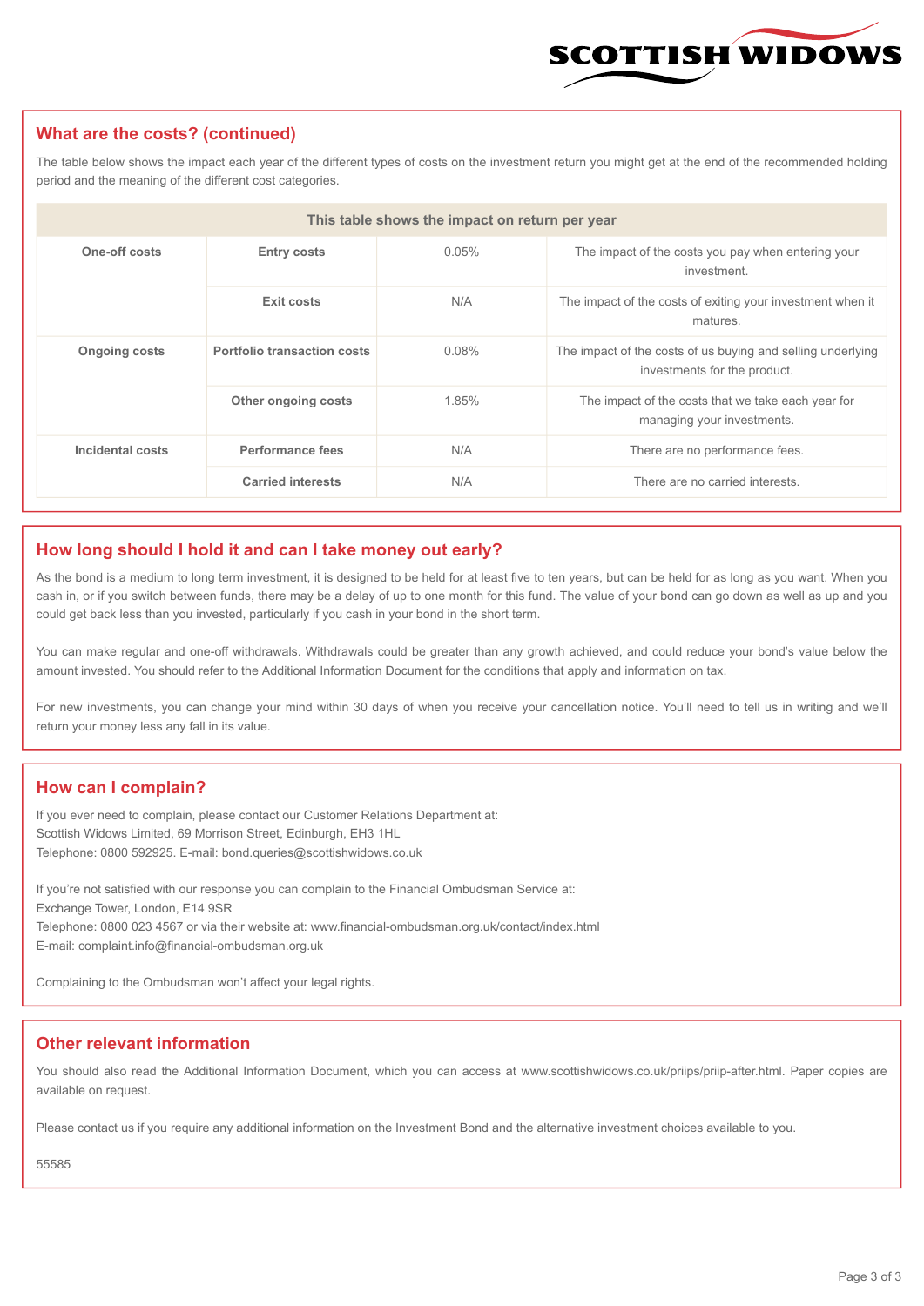## What are the costs? (continued)

The table below shows the impact each year of the different types of costs on the investment return you might get at the end of the recommended holding period and the meaning of the different cost categories.

| This table shows the impact on return per year | | | |
|---|---|---|---|
| **One-off costs** | **Entry costs** | 0.05% | The impact of the costs you pay when entering your investment. |
| | **Exit costs** | N/A | The impact of the costs of exiting your investment when it matures. |
| **Ongoing costs** | **Portfolio transaction costs** | 0.08% | The impact of the costs of us buying and selling underlying investments for the product. |
| | **Other ongoing costs** | 1.85% | The impact of the costs that we take each year for managing your investments. |
| **Incidental costs** | **Performance fees** | N/A | There are no performance fees. |
| | **Carried interests** | N/A | There are no carried interests. |

## How long should I hold it and can I take money out early?

As the bond is a medium to long term investment, it is designed to be held for at least five to ten years, but can be held for as long as you want. When you cash in, or if you switch between funds, there may be a delay of up to one month for this fund. The value of your bond can go down as well as up and you could get back less than you invested, particularly if you cash in your bond in the short term.

You can make regular and one-off withdrawals. Withdrawals could be greater than any growth achieved, and could reduce your bond's value below the amount invested. You should refer to the Additional Information Document for the conditions that apply and information on tax.

For new investments, you can change your mind within 30 days of when you receive your cancellation notice. You'll need to tell us in writing and we'll return your money less any fall in its value.

## How can I complain?

If you ever need to complain, please contact our Customer Relations Department at:
Scottish Widows Limited, 69 Morrison Street, Edinburgh, EH3 1HL
Telephone: 0800 592925. E-mail: bond.queries@scottishwidows.co.uk

If you're not satisfied with our response you can complain to the Financial Ombudsman Service at:
Exchange Tower, London, E14 9SR
Telephone: 0800 023 4567 or via their website at: www.financial-ombudsman.org.uk/contact/index.html
E-mail: complaint.info@financial-ombudsman.org.uk

Complaining to the Ombudsman won't affect your legal rights.

## Other relevant information

You should also read the Additional Information Document, which you can access at www.scottishwidows.co.uk/priips/priip-after.html. Paper copies are available on request.

Please contact us if you require any additional information on the Investment Bond and the alternative investment choices available to you.

55585